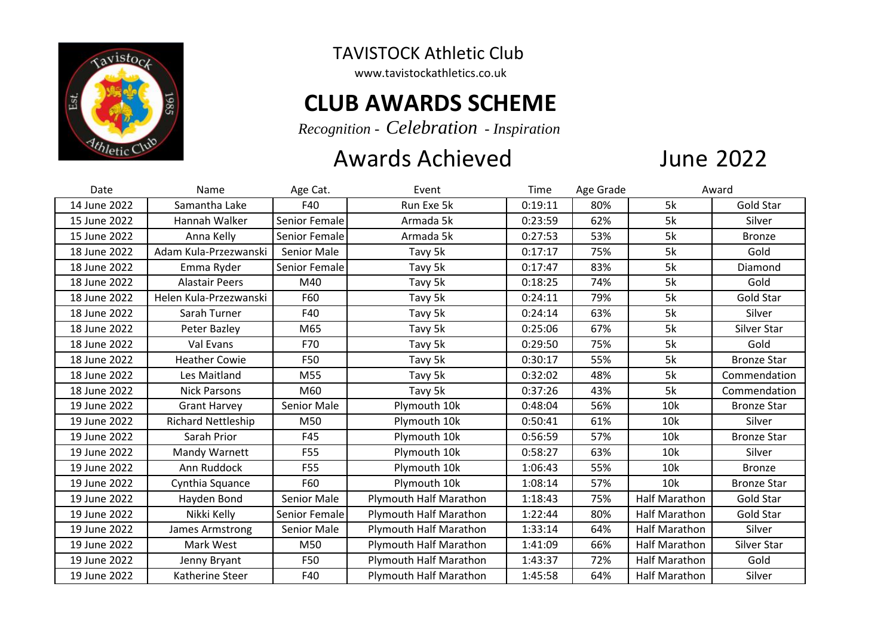TAVISTOCK Athletic Club

www.tavistockathletics.co.uk

# CLUB AWARDS SCHEME

*Recognition - Celebration - Inspiration*

## Awards Achieved June 2022

| Date | Name | Age Cat. | Event | Time | Age Grade | Award | |
|---|---|---|---|---|---|---|---|
| 14 June 2022 | Samantha Lake | F40 | Run Exe 5k | 0:19:11 | 80% | 5k | Gold Star |
| 15 June 2022 | Hannah Walker | Senior Female | Armada 5k | 0:23:59 | 62% | 5k | Silver |
| 15 June 2022 | Anna Kelly | Senior Female | Armada 5k | 0:27:53 | 53% | 5k | Bronze |
| 18 June 2022 | Adam Kula-Przezwanski | Senior Male | Tavy 5k | 0:17:17 | 75% | 5k | Gold |
| 18 June 2022 | Emma Ryder | Senior Female | Tavy 5k | 0:17:47 | 83% | 5k | Diamond |
| 18 June 2022 | Alastair Peers | M40 | Tavy 5k | 0:18:25 | 74% | 5k | Gold |
| 18 June 2022 | Helen Kula-Przezwanski | F60 | Tavy 5k | 0:24:11 | 79% | 5k | Gold Star |
| 18 June 2022 | Sarah Turner | F40 | Tavy 5k | 0:24:14 | 63% | 5k | Silver |
| 18 June 2022 | Peter Bazley | M65 | Tavy 5k | 0:25:06 | 67% | 5k | Silver Star |
| 18 June 2022 | Val Evans | F70 | Tavy 5k | 0:29:50 | 75% | 5k | Gold |
| 18 June 2022 | Heather Cowie | F50 | Tavy 5k | 0:30:17 | 55% | 5k | Bronze Star |
| 18 June 2022 | Les Maitland | M55 | Tavy 5k | 0:32:02 | 48% | 5k | Commendation |
| 18 June 2022 | Nick Parsons | M60 | Tavy 5k | 0:37:26 | 43% | 5k | Commendation |
| 19 June 2022 | Grant Harvey | Senior Male | Plymouth 10k | 0:48:04 | 56% | 10k | Bronze Star |
| 19 June 2022 | Richard Nettleship | M50 | Plymouth 10k | 0:50:41 | 61% | 10k | Silver |
| 19 June 2022 | Sarah Prior | F45 | Plymouth 10k | 0:56:59 | 57% | 10k | Bronze Star |
| 19 June 2022 | Mandy Warnett | F55 | Plymouth 10k | 0:58:27 | 63% | 10k | Silver |
| 19 June 2022 | Ann Ruddock | F55 | Plymouth 10k | 1:06:43 | 55% | 10k | Bronze |
| 19 June 2022 | Cynthia Squance | F60 | Plymouth 10k | 1:08:14 | 57% | 10k | Bronze Star |
| 19 June 2022 | Hayden Bond | Senior Male | Plymouth Half Marathon | 1:18:43 | 75% | Half Marathon | Gold Star |
| 19 June 2022 | Nikki Kelly | Senior Female | Plymouth Half Marathon | 1:22:44 | 80% | Half Marathon | Gold Star |
| 19 June 2022 | James Armstrong | Senior Male | Plymouth Half Marathon | 1:33:14 | 64% | Half Marathon | Silver |
| 19 June 2022 | Mark West | M50 | Plymouth Half Marathon | 1:41:09 | 66% | Half Marathon | Silver Star |
| 19 June 2022 | Jenny Bryant | F50 | Plymouth Half Marathon | 1:43:37 | 72% | Half Marathon | Gold |
| 19 June 2022 | Katherine Steer | F40 | Plymouth Half Marathon | 1:45:58 | 64% | Half Marathon | Silver |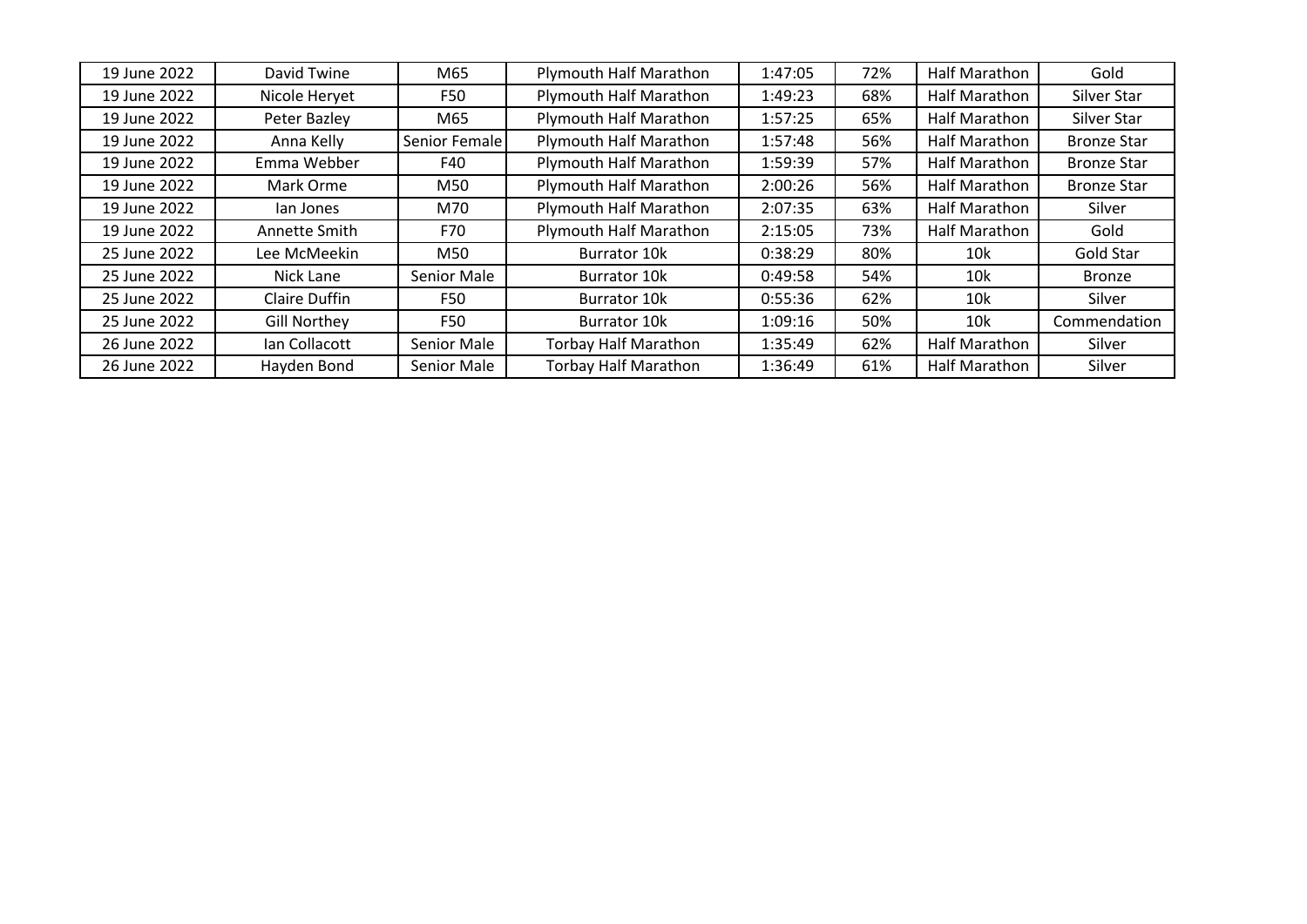| | | | | | | | |
|---|---|---|---|---|---|---|---|
| 19 June 2022 | David Twine | M65 | Plymouth Half Marathon | 1:47:05 | 72% | Half Marathon | Gold |
| 19 June 2022 | Nicole Heryet | F50 | Plymouth Half Marathon | 1:49:23 | 68% | Half Marathon | Silver Star |
| 19 June 2022 | Peter Bazley | M65 | Plymouth Half Marathon | 1:57:25 | 65% | Half Marathon | Silver Star |
| 19 June 2022 | Anna Kelly | Senior Female | Plymouth Half Marathon | 1:57:48 | 56% | Half Marathon | Bronze Star |
| 19 June 2022 | Emma Webber | F40 | Plymouth Half Marathon | 1:59:39 | 57% | Half Marathon | Bronze Star |
| 19 June 2022 | Mark Orme | M50 | Plymouth Half Marathon | 2:00:26 | 56% | Half Marathon | Bronze Star |
| 19 June 2022 | Ian Jones | M70 | Plymouth Half Marathon | 2:07:35 | 63% | Half Marathon | Silver |
| 19 June 2022 | Annette Smith | F70 | Plymouth Half Marathon | 2:15:05 | 73% | Half Marathon | Gold |
| 25 June 2022 | Lee McMeekin | M50 | Burrator 10k | 0:38:29 | 80% | 10k | Gold Star |
| 25 June 2022 | Nick Lane | Senior Male | Burrator 10k | 0:49:58 | 54% | 10k | Bronze |
| 25 June 2022 | Claire Duffin | F50 | Burrator 10k | 0:55:36 | 62% | 10k | Silver |
| 25 June 2022 | Gill Northey | F50 | Burrator 10k | 1:09:16 | 50% | 10k | Commendation |
| 26 June 2022 | Ian Collacott | Senior Male | Torbay Half Marathon | 1:35:49 | 62% | Half Marathon | Silver |
| 26 June 2022 | Hayden Bond | Senior Male | Torbay Half Marathon | 1:36:49 | 61% | Half Marathon | Silver |